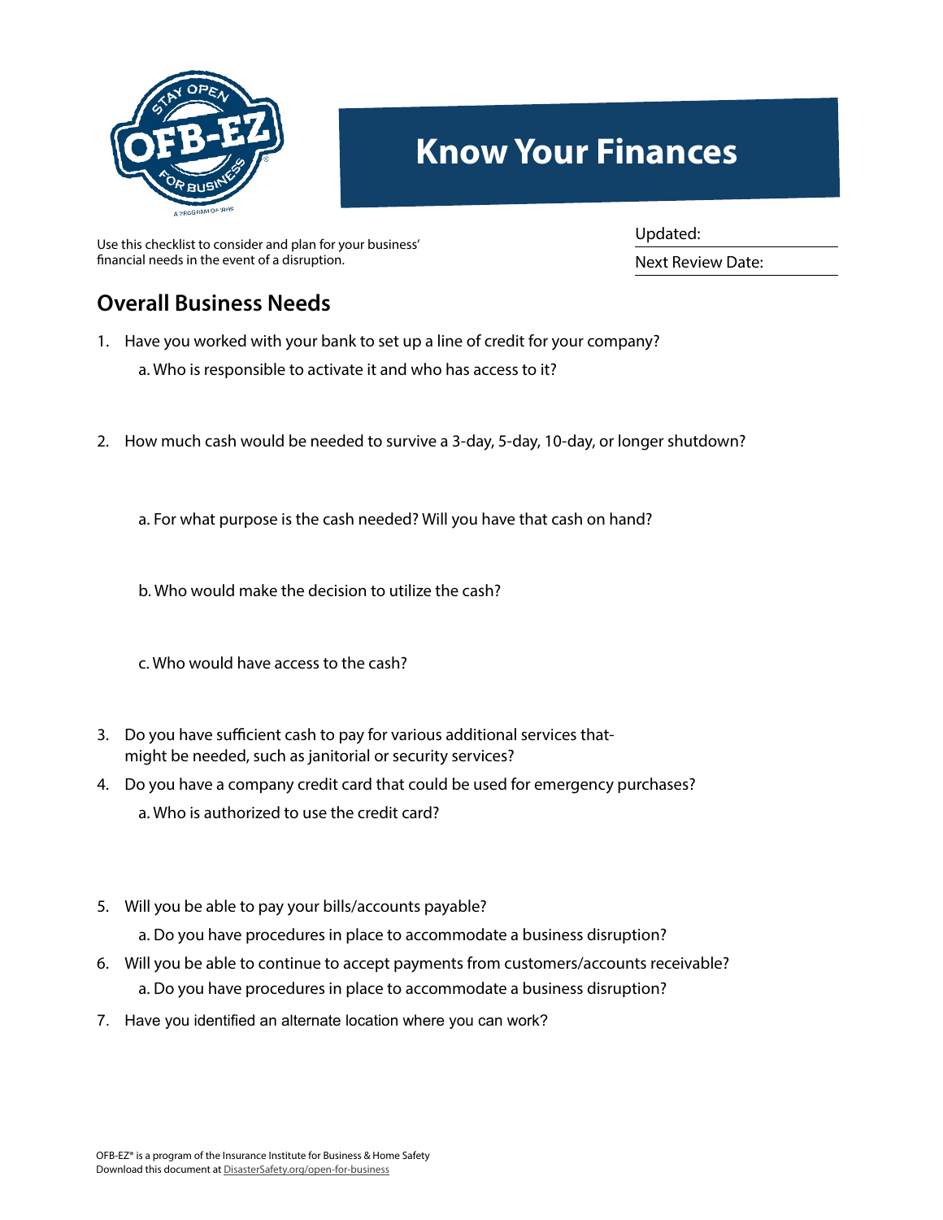# Know Your Finances

Use this checklist to consider and plan for your business' financial needs in the event of a disruption.

Updated:

Next Review Date:

## Overall Business Needs

1. Have you worked with your bank to set up a line of credit for your company?
   a. Who is responsible to activate it and who has access to it?
2. How much cash would be needed to survive a 3-day, 5-day, 10-day, or longer shutdown?
   a. For what purpose is the cash needed? Will you have that cash on hand?
   b. Who would make the decision to utilize the cash?
   c. Who would have access to the cash?
3. Do you have sufficient cash to pay for various additional services that-might be needed, such as janitorial or security services?
4. Do you have a company credit card that could be used for emergency purchases?
   a. Who is authorized to use the credit card?
5. Will you be able to pay your bills/accounts payable?
   a. Do you have procedures in place to accommodate a business disruption?
6. Will you be able to continue to accept payments from customers/accounts receivable?
   a. Do you have procedures in place to accommodate a business disruption?
7. Have you identified an alternate location where you can work?

OFB-EZ® is a program of the Insurance Institute for Business & Home Safety
Download this document at DisasterSafety.org/open-for-business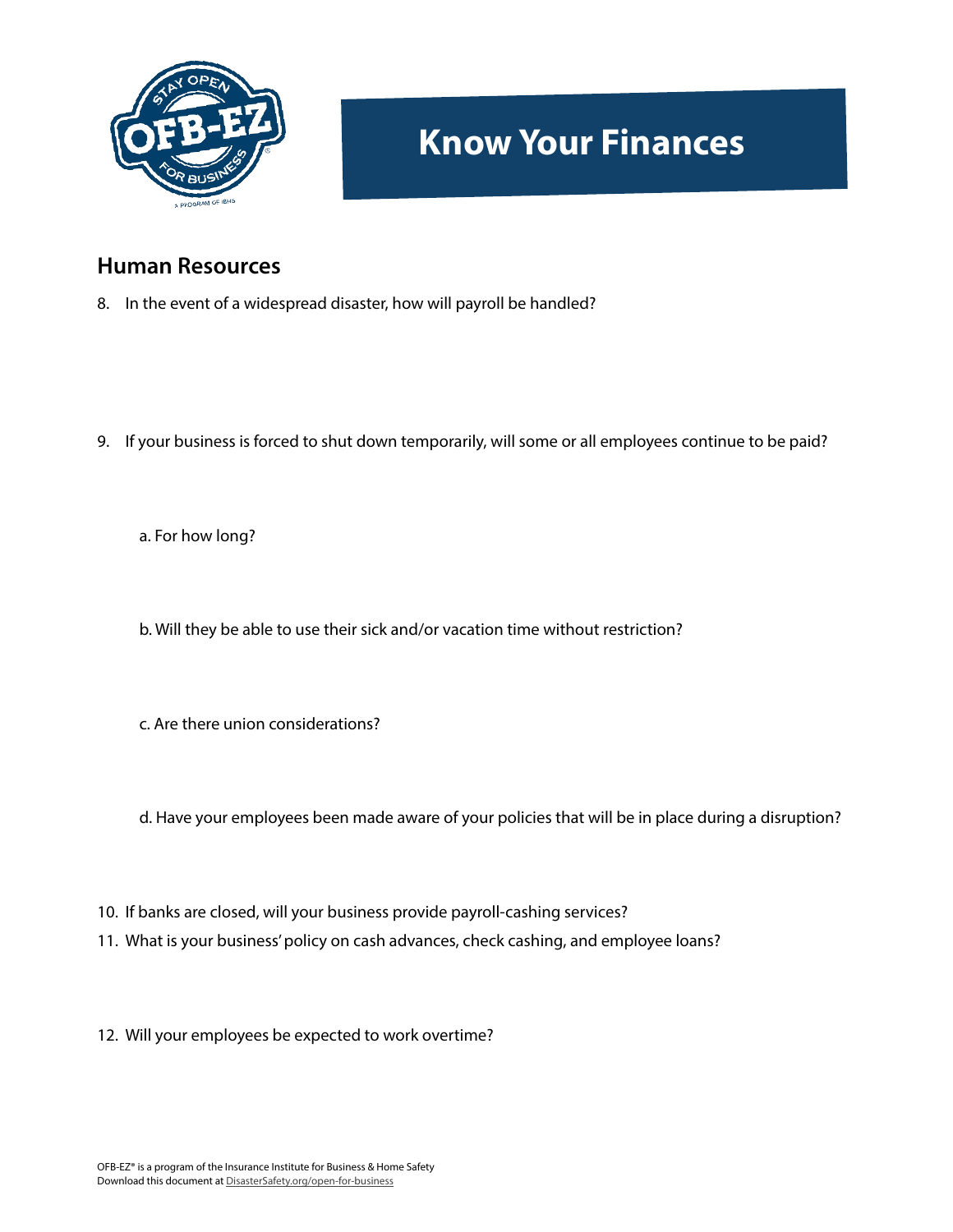# Know Your Finances

## Human Resources

8. In the event of a widespread disaster, how will payroll be handled?

9. If your business is forced to shut down temporarily, will some or all employees continue to be paid?

   a. For how long?

   b. Will they be able to use their sick and/or vacation time without restriction?

   c. Are there union considerations?

   d. Have your employees been made aware of your policies that will be in place during a disruption?

10. If banks are closed, will your business provide payroll-cashing services?

11. What is your business' policy on cash advances, check cashing, and employee loans?

12. Will your employees be expected to work overtime?

OFB-EZ® is a program of the Insurance Institute for Business & Home Safety
Download this document at DisasterSafety.org/open-for-business